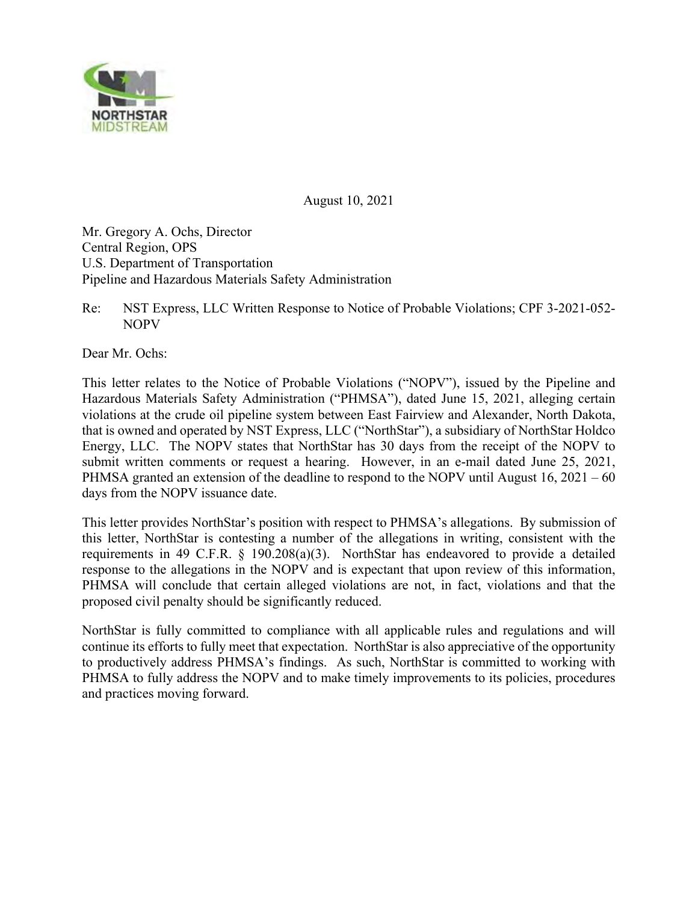NORTHSTAR
MIDSTREAM

August 10, 2021

Mr. Gregory A. Ochs, Director
Central Region, OPS
U.S. Department of Transportation
Pipeline and Hazardous Materials Safety Administration

Re: NST Express, LLC Written Response to Notice of Probable Violations; CPF 3-2021-052-NOPV

Dear Mr. Ochs:

This letter relates to the Notice of Probable Violations ("NOPV"), issued by the Pipeline and Hazardous Materials Safety Administration ("PHMSA"), dated June 15, 2021, alleging certain violations at the crude oil pipeline system between East Fairview and Alexander, North Dakota, that is owned and operated by NST Express, LLC ("NorthStar"), a subsidiary of NorthStar Holdco Energy, LLC. The NOPV states that NorthStar has 30 days from the receipt of the NOPV to submit written comments or request a hearing. However, in an e-mail dated June 25, 2021, PHMSA granted an extension of the deadline to respond to the NOPV until August 16, 2021 – 60 days from the NOPV issuance date.

This letter provides NorthStar's position with respect to PHMSA's allegations. By submission of this letter, NorthStar is contesting a number of the allegations in writing, consistent with the requirements in 49 C.F.R. § 190.208(a)(3). NorthStar has endeavored to provide a detailed response to the allegations in the NOPV and is expectant that upon review of this information, PHMSA will conclude that certain alleged violations are not, in fact, violations and that the proposed civil penalty should be significantly reduced.

NorthStar is fully committed to compliance with all applicable rules and regulations and will continue its efforts to fully meet that expectation. NorthStar is also appreciative of the opportunity to productively address PHMSA's findings. As such, NorthStar is committed to working with PHMSA to fully address the NOPV and to make timely improvements to its policies, procedures and practices moving forward.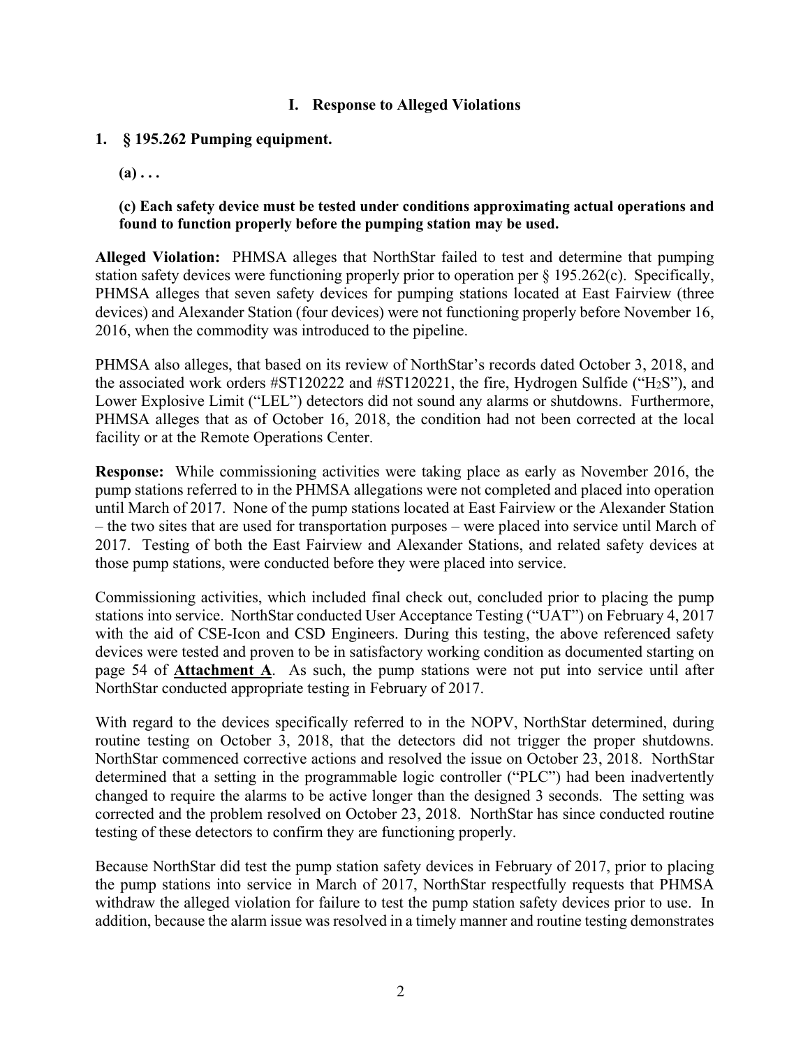## I. Response to Alleged Violations

### 1. § 195.262 Pumping equipment.

**(a) . . .**

**(c) Each safety device must be tested under conditions approximating actual operations and found to function properly before the pumping station may be used.**

**Alleged Violation:** PHMSA alleges that NorthStar failed to test and determine that pumping station safety devices were functioning properly prior to operation per § 195.262(c). Specifically, PHMSA alleges that seven safety devices for pumping stations located at East Fairview (three devices) and Alexander Station (four devices) were not functioning properly before November 16, 2016, when the commodity was introduced to the pipeline.

PHMSA also alleges, that based on its review of NorthStar's records dated October 3, 2018, and the associated work orders #ST120222 and #ST120221, the fire, Hydrogen Sulfide ("$H_2S$"), and Lower Explosive Limit ("LEL") detectors did not sound any alarms or shutdowns. Furthermore, PHMSA alleges that as of October 16, 2018, the condition had not been corrected at the local facility or at the Remote Operations Center.

**Response:** While commissioning activities were taking place as early as November 2016, the pump stations referred to in the PHMSA allegations were not completed and placed into operation until March of 2017. None of the pump stations located at East Fairview or the Alexander Station – the two sites that are used for transportation purposes – were placed into service until March of 2017. Testing of both the East Fairview and Alexander Stations, and related safety devices at those pump stations, were conducted before they were placed into service.

Commissioning activities, which included final check out, concluded prior to placing the pump stations into service. NorthStar conducted User Acceptance Testing ("UAT") on February 4, 2017 with the aid of CSE-Icon and CSD Engineers. During this testing, the above referenced safety devices were tested and proven to be in satisfactory working condition as documented starting on page 54 of **Attachment A**. As such, the pump stations were not put into service until after NorthStar conducted appropriate testing in February of 2017.

With regard to the devices specifically referred to in the NOPV, NorthStar determined, during routine testing on October 3, 2018, that the detectors did not trigger the proper shutdowns. NorthStar commenced corrective actions and resolved the issue on October 23, 2018. NorthStar determined that a setting in the programmable logic controller ("PLC") had been inadvertently changed to require the alarms to be active longer than the designed 3 seconds. The setting was corrected and the problem resolved on October 23, 2018. NorthStar has since conducted routine testing of these detectors to confirm they are functioning properly.

Because NorthStar did test the pump station safety devices in February of 2017, prior to placing the pump stations into service in March of 2017, NorthStar respectfully requests that PHMSA withdraw the alleged violation for failure to test the pump station safety devices prior to use. In addition, because the alarm issue was resolved in a timely manner and routine testing demonstrates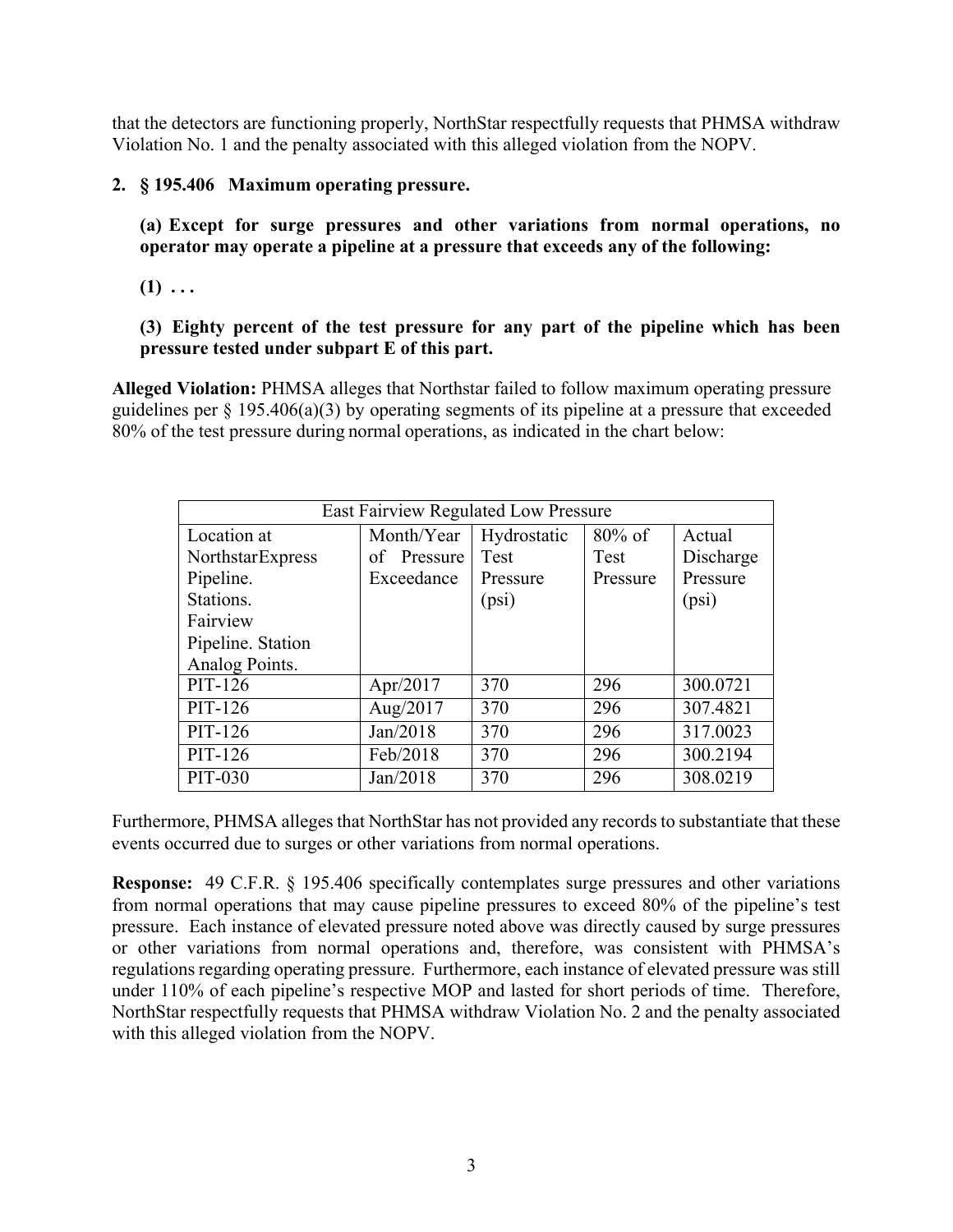that the detectors are functioning properly, NorthStar respectfully requests that PHMSA withdraw Violation No. 1 and the penalty associated with this alleged violation from the NOPV.

**2. § 195.406 Maximum operating pressure.**

**(a) Except for surge pressures and other variations from normal operations, no operator may operate a pipeline at a pressure that exceeds any of the following:**

**(1) . . .**

**(3) Eighty percent of the test pressure for any part of the pipeline which has been pressure tested under subpart E of this part.**

**Alleged Violation:** PHMSA alleges that Northstar failed to follow maximum operating pressure guidelines per § 195.406(a)(3) by operating segments of its pipeline at a pressure that exceeded 80% of the test pressure during normal operations, as indicated in the chart below:

| East Fairview Regulated Low Pressure | | | | |
|---|---|---|---|---|
| Location at NorthstarExpress Pipeline. Stations. Fairview Pipeline. Station Analog Points. | Month/Year of Pressure Exceedance | Hydrostatic Test Pressure (psi) | 80% of Test Pressure | Actual Discharge Pressure (psi) |
| PIT-126 | Apr/2017 | 370 | 296 | 300.0721 |
| PIT-126 | Aug/2017 | 370 | 296 | 307.4821 |
| PIT-126 | Jan/2018 | 370 | 296 | 317.0023 |
| PIT-126 | Feb/2018 | 370 | 296 | 300.2194 |
| PIT-030 | Jan/2018 | 370 | 296 | 308.0219 |

Furthermore, PHMSA alleges that NorthStar has not provided any records to substantiate that these events occurred due to surges or other variations from normal operations.

**Response:** 49 C.F.R. § 195.406 specifically contemplates surge pressures and other variations from normal operations that may cause pipeline pressures to exceed 80% of the pipeline's test pressure. Each instance of elevated pressure noted above was directly caused by surge pressures or other variations from normal operations and, therefore, was consistent with PHMSA's regulations regarding operating pressure. Furthermore, each instance of elevated pressure was still under 110% of each pipeline's respective MOP and lasted for short periods of time. Therefore, NorthStar respectfully requests that PHMSA withdraw Violation No. 2 and the penalty associated with this alleged violation from the NOPV.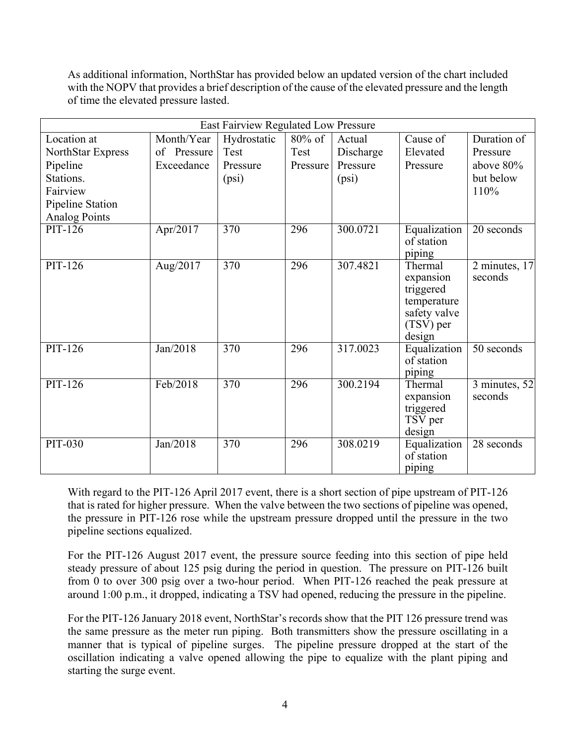As additional information, NorthStar has provided below an updated version of the chart included with the NOPV that provides a brief description of the cause of the elevated pressure and the length of time the elevated pressure lasted.

| East Fairview Regulated Low Pressure | | | | | | |
|---|---|---|---|---|---|---|
| Location at NorthStar Express Pipeline Stations. Fairview Pipeline Station Analog Points | Month/Year of Pressure Exceedance | Hydrostatic Test Pressure (psi) | 80% of Test Pressure | Actual Discharge Pressure (psi) | Cause of Elevated Pressure | Duration of Pressure above 80% but below 110% |
| PIT-126 | Apr/2017 | 370 | 296 | 300.0721 | Equalization of station piping | 20 seconds |
| PIT-126 | Aug/2017 | 370 | 296 | 307.4821 | Thermal expansion triggered temperature safety valve (TSV) per design | 2 minutes, 17 seconds |
| PIT-126 | Jan/2018 | 370 | 296 | 317.0023 | Equalization of station piping | 50 seconds |
| PIT-126 | Feb/2018 | 370 | 296 | 300.2194 | Thermal expansion triggered TSV per design | 3 minutes, 52 seconds |
| PIT-030 | Jan/2018 | 370 | 296 | 308.0219 | Equalization of station piping | 28 seconds |

With regard to the PIT-126 April 2017 event, there is a short section of pipe upstream of PIT-126 that is rated for higher pressure. When the valve between the two sections of pipeline was opened, the pressure in PIT-126 rose while the upstream pressure dropped until the pressure in the two pipeline sections equalized.

For the PIT-126 August 2017 event, the pressure source feeding into this section of pipe held steady pressure of about 125 psig during the period in question. The pressure on PIT-126 built from 0 to over 300 psig over a two-hour period. When PIT-126 reached the peak pressure at around 1:00 p.m., it dropped, indicating a TSV had opened, reducing the pressure in the pipeline.

For the PIT-126 January 2018 event, NorthStar's records show that the PIT 126 pressure trend was the same pressure as the meter run piping. Both transmitters show the pressure oscillating in a manner that is typical of pipeline surges. The pipeline pressure dropped at the start of the oscillation indicating a valve opened allowing the pipe to equalize with the plant piping and starting the surge event.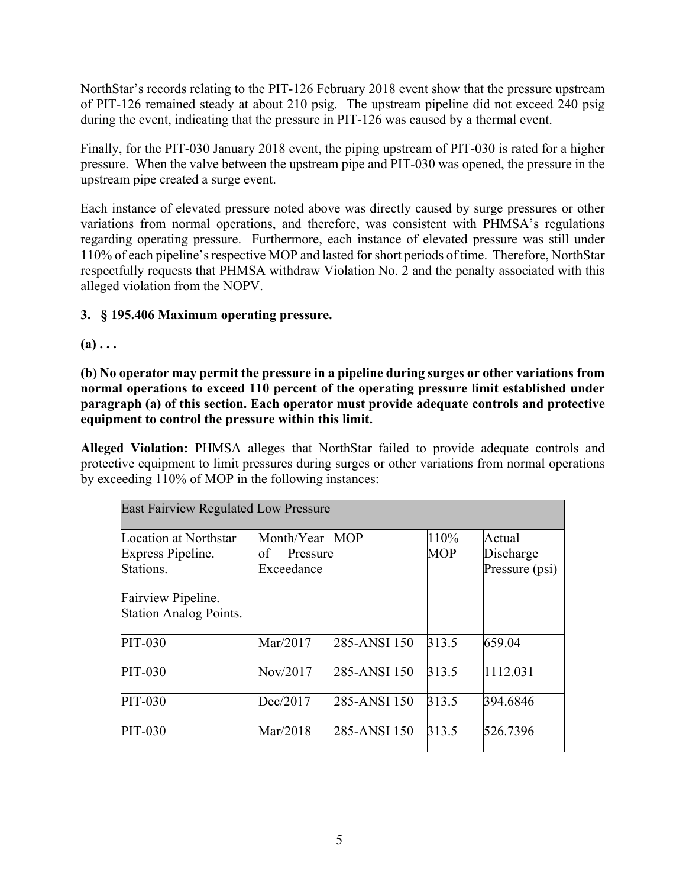NorthStar's records relating to the PIT-126 February 2018 event show that the pressure upstream of PIT-126 remained steady at about 210 psig. The upstream pipeline did not exceed 240 psig during the event, indicating that the pressure in PIT-126 was caused by a thermal event.

Finally, for the PIT-030 January 2018 event, the piping upstream of PIT-030 is rated for a higher pressure. When the valve between the upstream pipe and PIT-030 was opened, the pressure in the upstream pipe created a surge event.

Each instance of elevated pressure noted above was directly caused by surge pressures or other variations from normal operations, and therefore, was consistent with PHMSA's regulations regarding operating pressure. Furthermore, each instance of elevated pressure was still under 110% of each pipeline's respective MOP and lasted for short periods of time. Therefore, NorthStar respectfully requests that PHMSA withdraw Violation No. 2 and the penalty associated with this alleged violation from the NOPV.

**3. § 195.406 Maximum operating pressure.**

**(a) . . .**

**(b) No operator may permit the pressure in a pipeline during surges or other variations from normal operations to exceed 110 percent of the operating pressure limit established under paragraph (a) of this section. Each operator must provide adequate controls and protective equipment to control the pressure within this limit.**

**Alleged Violation:** PHMSA alleges that NorthStar failed to provide adequate controls and protective equipment to limit pressures during surges or other variations from normal operations by exceeding 110% of MOP in the following instances:

| East Fairview Regulated Low Pressure | | | | |
|---|---|---|---|---|
| Location at Northstar Express Pipeline. Stations.<br><br>Fairview Pipeline. Station Analog Points. | Month/Year of Pressure Exceedance | MOP | 110% MOP | Actual Discharge Pressure (psi) |
| PIT-030 | Mar/2017 | 285-ANSI 150 | 313.5 | 659.04 |
| PIT-030 | Nov/2017 | 285-ANSI 150 | 313.5 | 1112.031 |
| PIT-030 | Dec/2017 | 285-ANSI 150 | 313.5 | 394.6846 |
| PIT-030 | Mar/2018 | 285-ANSI 150 | 313.5 | 526.7396 |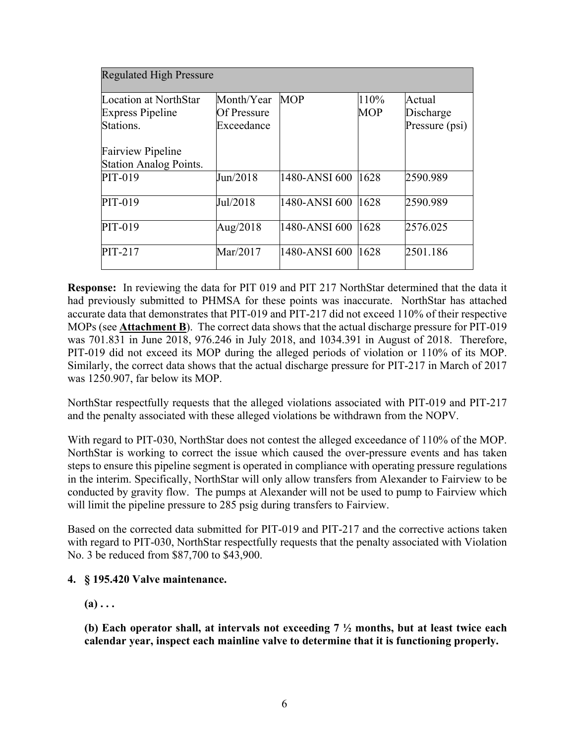| Regulated High Pressure | | | | |
|---|---|---|---|---|
| Location at NorthStar Express Pipeline Stations.<br><br>Fairview Pipeline Station Analog Points. | Month/Year Of Pressure Exceedance | MOP | 110% MOP | Actual Discharge Pressure (psi) |
| PIT-019 | Jun/2018 | 1480-ANSI 600 | 1628 | 2590.989 |
| PIT-019 | Jul/2018 | 1480-ANSI 600 | 1628 | 2590.989 |
| PIT-019 | Aug/2018 | 1480-ANSI 600 | 1628 | 2576.025 |
| PIT-217 | Mar/2017 | 1480-ANSI 600 | 1628 | 2501.186 |

**Response:** In reviewing the data for PIT 019 and PIT 217 NorthStar determined that the data it had previously submitted to PHMSA for these points was inaccurate. NorthStar has attached accurate data that demonstrates that PIT-019 and PIT-217 did not exceed 110% of their respective MOPs (see **Attachment B**). The correct data shows that the actual discharge pressure for PIT-019 was 701.831 in June 2018, 976.246 in July 2018, and 1034.391 in August of 2018. Therefore, PIT-019 did not exceed its MOP during the alleged periods of violation or 110% of its MOP. Similarly, the correct data shows that the actual discharge pressure for PIT-217 in March of 2017 was 1250.907, far below its MOP.

NorthStar respectfully requests that the alleged violations associated with PIT-019 and PIT-217 and the penalty associated with these alleged violations be withdrawn from the NOPV.

With regard to PIT-030, NorthStar does not contest the alleged exceedance of 110% of the MOP. NorthStar is working to correct the issue which caused the over-pressure events and has taken steps to ensure this pipeline segment is operated in compliance with operating pressure regulations in the interim. Specifically, NorthStar will only allow transfers from Alexander to Fairview to be conducted by gravity flow. The pumps at Alexander will not be used to pump to Fairview which will limit the pipeline pressure to 285 psig during transfers to Fairview.

Based on the corrected data submitted for PIT-019 and PIT-217 and the corrective actions taken with regard to PIT-030, NorthStar respectfully requests that the penalty associated with Violation No. 3 be reduced from $87,700 to $43,900.

**4. § 195.420 Valve maintenance.**

**(a) . . .**

**(b) Each operator shall, at intervals not exceeding 7 ½ months, but at least twice each calendar year, inspect each mainline valve to determine that it is functioning properly.**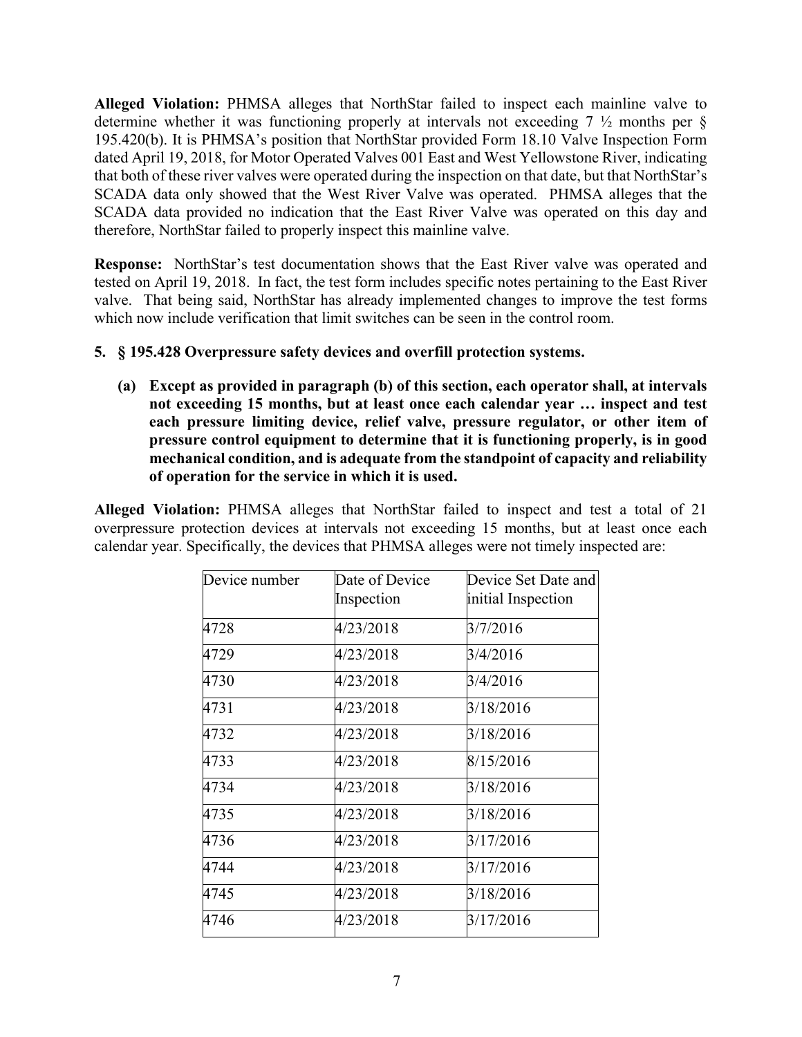**Alleged Violation:** PHMSA alleges that NorthStar failed to inspect each mainline valve to determine whether it was functioning properly at intervals not exceeding 7 ½ months per § 195.420(b). It is PHMSA's position that NorthStar provided Form 18.10 Valve Inspection Form dated April 19, 2018, for Motor Operated Valves 001 East and West Yellowstone River, indicating that both of these river valves were operated during the inspection on that date, but that NorthStar's SCADA data only showed that the West River Valve was operated. PHMSA alleges that the SCADA data provided no indication that the East River Valve was operated on this day and therefore, NorthStar failed to properly inspect this mainline valve.

**Response:** NorthStar's test documentation shows that the East River valve was operated and tested on April 19, 2018. In fact, the test form includes specific notes pertaining to the East River valve. That being said, NorthStar has already implemented changes to improve the test forms which now include verification that limit switches can be seen in the control room.

**5. § 195.428 Overpressure safety devices and overfill protection systems.**

**(a) Except as provided in paragraph (b) of this section, each operator shall, at intervals not exceeding 15 months, but at least once each calendar year … inspect and test each pressure limiting device, relief valve, pressure regulator, or other item of pressure control equipment to determine that it is functioning properly, is in good mechanical condition, and is adequate from the standpoint of capacity and reliability of operation for the service in which it is used.**

**Alleged Violation:** PHMSA alleges that NorthStar failed to inspect and test a total of 21 overpressure protection devices at intervals not exceeding 15 months, but at least once each calendar year. Specifically, the devices that PHMSA alleges were not timely inspected are:

| Device number | Date of Device Inspection | Device Set Date and initial Inspection |
|---|---|---|
| 4728 | 4/23/2018 | 3/7/2016 |
| 4729 | 4/23/2018 | 3/4/2016 |
| 4730 | 4/23/2018 | 3/4/2016 |
| 4731 | 4/23/2018 | 3/18/2016 |
| 4732 | 4/23/2018 | 3/18/2016 |
| 4733 | 4/23/2018 | 8/15/2016 |
| 4734 | 4/23/2018 | 3/18/2016 |
| 4735 | 4/23/2018 | 3/18/2016 |
| 4736 | 4/23/2018 | 3/17/2016 |
| 4744 | 4/23/2018 | 3/17/2016 |
| 4745 | 4/23/2018 | 3/18/2016 |
| 4746 | 4/23/2018 | 3/17/2016 |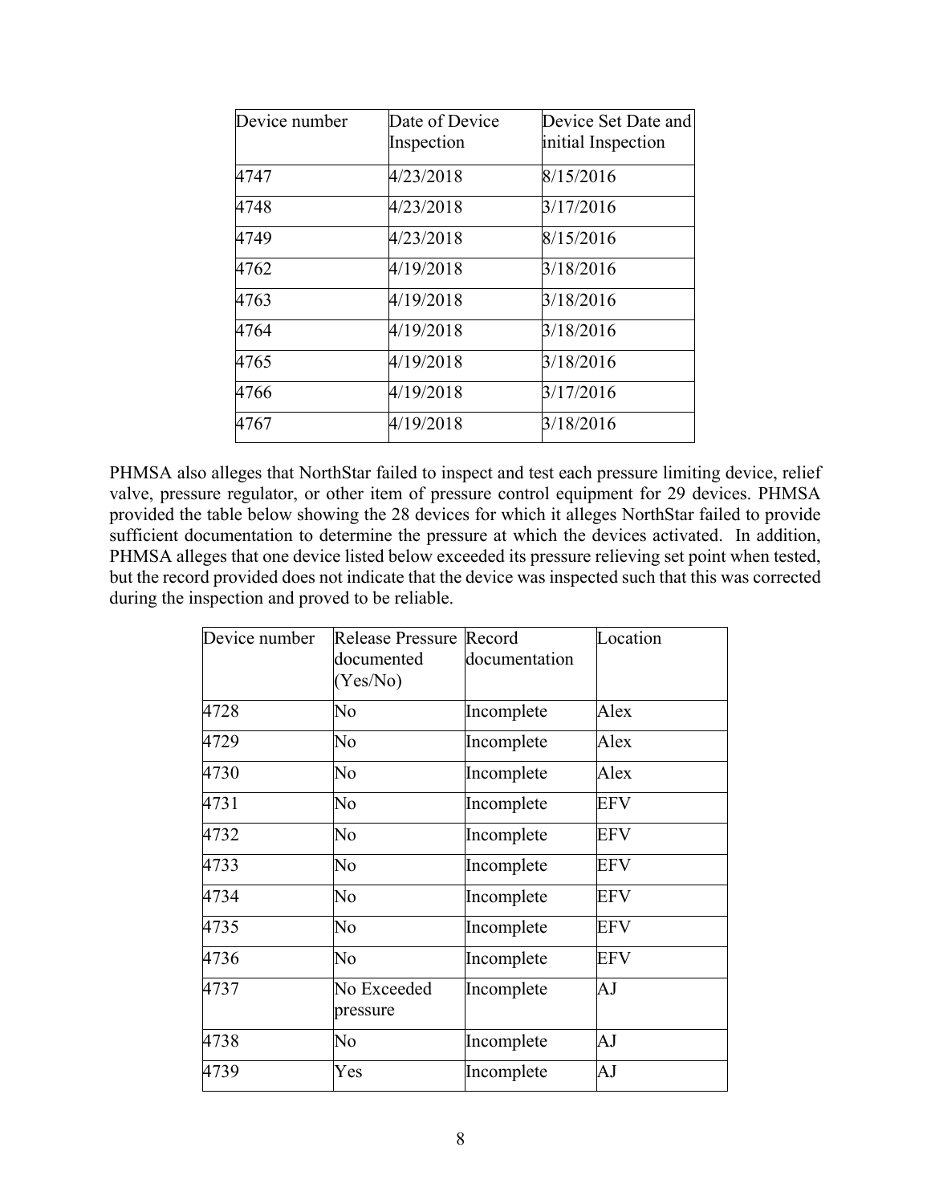| Device number | Date of Device Inspection | Device Set Date and initial Inspection |
|---|---|---|
| 4747 | 4/23/2018 | 8/15/2016 |
| 4748 | 4/23/2018 | 3/17/2016 |
| 4749 | 4/23/2018 | 8/15/2016 |
| 4762 | 4/19/2018 | 3/18/2016 |
| 4763 | 4/19/2018 | 3/18/2016 |
| 4764 | 4/19/2018 | 3/18/2016 |
| 4765 | 4/19/2018 | 3/18/2016 |
| 4766 | 4/19/2018 | 3/17/2016 |
| 4767 | 4/19/2018 | 3/18/2016 |

PHMSA also alleges that NorthStar failed to inspect and test each pressure limiting device, relief valve, pressure regulator, or other item of pressure control equipment for 29 devices. PHMSA provided the table below showing the 28 devices for which it alleges NorthStar failed to provide sufficient documentation to determine the pressure at which the devices activated. In addition, PHMSA alleges that one device listed below exceeded its pressure relieving set point when tested, but the record provided does not indicate that the device was inspected such that this was corrected during the inspection and proved to be reliable.

| Device number | Release Pressure documented (Yes/No) | Record documentation | Location |
|---|---|---|---|
| 4728 | No | Incomplete | Alex |
| 4729 | No | Incomplete | Alex |
| 4730 | No | Incomplete | Alex |
| 4731 | No | Incomplete | EFV |
| 4732 | No | Incomplete | EFV |
| 4733 | No | Incomplete | EFV |
| 4734 | No | Incomplete | EFV |
| 4735 | No | Incomplete | EFV |
| 4736 | No | Incomplete | EFV |
| 4737 | No Exceeded pressure | Incomplete | AJ |
| 4738 | No | Incomplete | AJ |
| 4739 | Yes | Incomplete | AJ |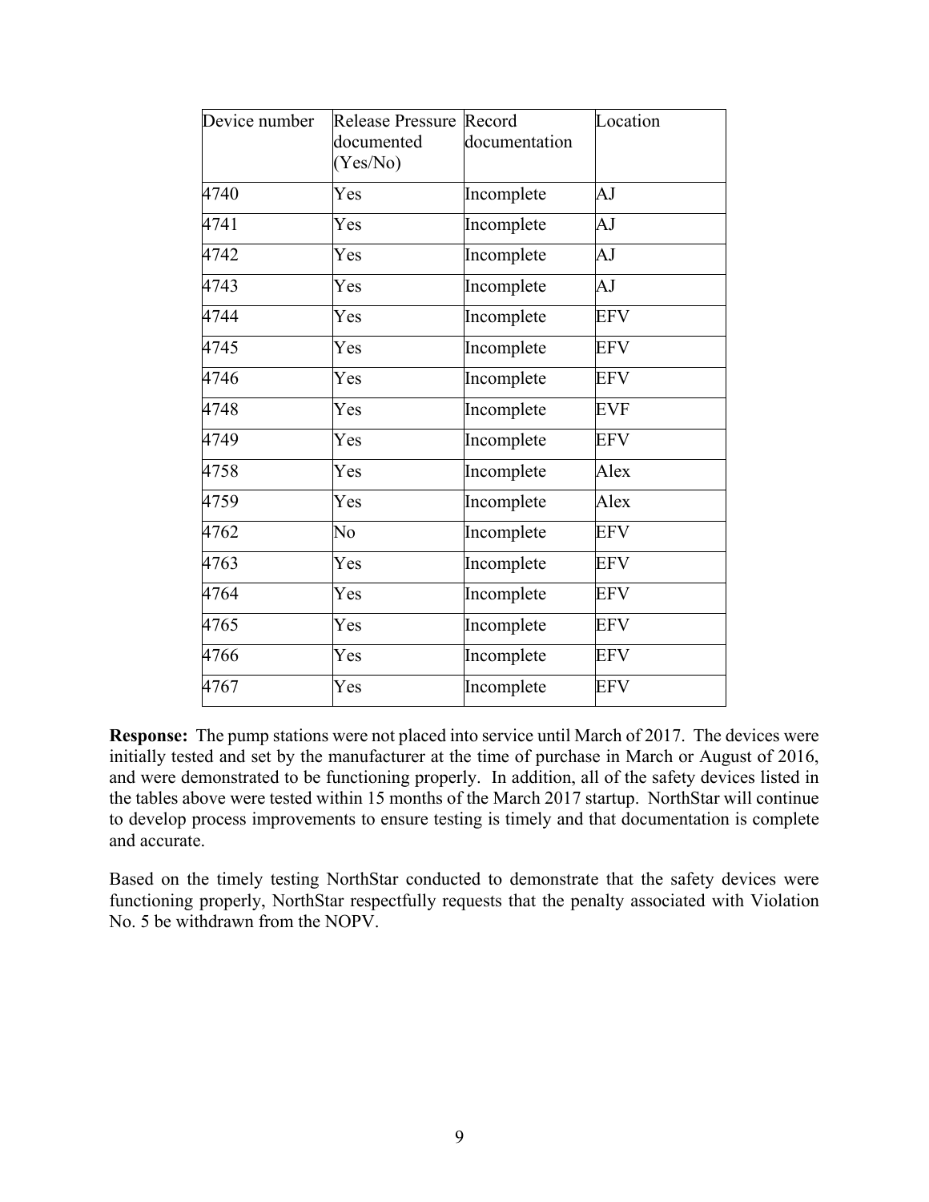| Device number | Release Pressure documented (Yes/No) | Record documentation | Location |
|---|---|---|---|
| 4740 | Yes | Incomplete | AJ |
| 4741 | Yes | Incomplete | AJ |
| 4742 | Yes | Incomplete | AJ |
| 4743 | Yes | Incomplete | AJ |
| 4744 | Yes | Incomplete | EFV |
| 4745 | Yes | Incomplete | EFV |
| 4746 | Yes | Incomplete | EFV |
| 4748 | Yes | Incomplete | EVF |
| 4749 | Yes | Incomplete | EFV |
| 4758 | Yes | Incomplete | Alex |
| 4759 | Yes | Incomplete | Alex |
| 4762 | No | Incomplete | EFV |
| 4763 | Yes | Incomplete | EFV |
| 4764 | Yes | Incomplete | EFV |
| 4765 | Yes | Incomplete | EFV |
| 4766 | Yes | Incomplete | EFV |
| 4767 | Yes | Incomplete | EFV |

**Response:** The pump stations were not placed into service until March of 2017. The devices were initially tested and set by the manufacturer at the time of purchase in March or August of 2016, and were demonstrated to be functioning properly. In addition, all of the safety devices listed in the tables above were tested within 15 months of the March 2017 startup. NorthStar will continue to develop process improvements to ensure testing is timely and that documentation is complete and accurate.

Based on the timely testing NorthStar conducted to demonstrate that the safety devices were functioning properly, NorthStar respectfully requests that the penalty associated with Violation No. 5 be withdrawn from the NOPV.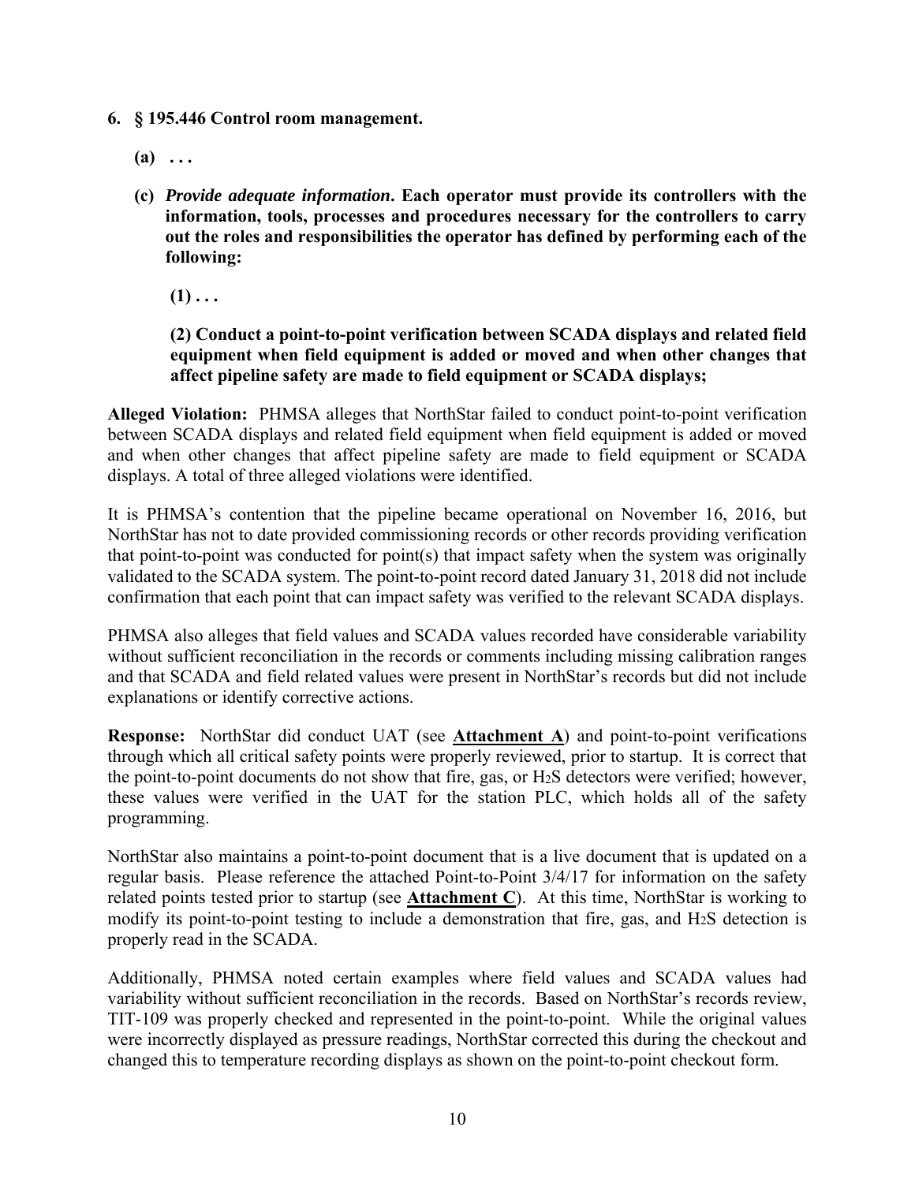**6. § 195.446 Control room management.**

**(a) . . .**

**(c)** ***Provide adequate information*****. Each operator must provide its controllers with the information, tools, processes and procedures necessary for the controllers to carry out the roles and responsibilities the operator has defined by performing each of the following:**

**(1) . . .**

**(2) Conduct a point-to-point verification between SCADA displays and related field equipment when field equipment is added or moved and when other changes that affect pipeline safety are made to field equipment or SCADA displays;**

**Alleged Violation:** PHMSA alleges that NorthStar failed to conduct point-to-point verification between SCADA displays and related field equipment when field equipment is added or moved and when other changes that affect pipeline safety are made to field equipment or SCADA displays. A total of three alleged violations were identified.

It is PHMSA's contention that the pipeline became operational on November 16, 2016, but NorthStar has not to date provided commissioning records or other records providing verification that point-to-point was conducted for point(s) that impact safety when the system was originally validated to the SCADA system. The point-to-point record dated January 31, 2018 did not include confirmation that each point that can impact safety was verified to the relevant SCADA displays.

PHMSA also alleges that field values and SCADA values recorded have considerable variability without sufficient reconciliation in the records or comments including missing calibration ranges and that SCADA and field related values were present in NorthStar's records but did not include explanations or identify corrective actions.

**Response:** NorthStar did conduct UAT (see **Attachment A**) and point-to-point verifications through which all critical safety points were properly reviewed, prior to startup. It is correct that the point-to-point documents do not show that fire, gas, or $H_2S$ detectors were verified; however, these values were verified in the UAT for the station PLC, which holds all of the safety programming.

NorthStar also maintains a point-to-point document that is a live document that is updated on a regular basis. Please reference the attached Point-to-Point 3/4/17 for information on the safety related points tested prior to startup (see **Attachment C**). At this time, NorthStar is working to modify its point-to-point testing to include a demonstration that fire, gas, and $H_2S$ detection is properly read in the SCADA.

Additionally, PHMSA noted certain examples where field values and SCADA values had variability without sufficient reconciliation in the records. Based on NorthStar's records review, TIT-109 was properly checked and represented in the point-to-point. While the original values were incorrectly displayed as pressure readings, NorthStar corrected this during the checkout and changed this to temperature recording displays as shown on the point-to-point checkout form.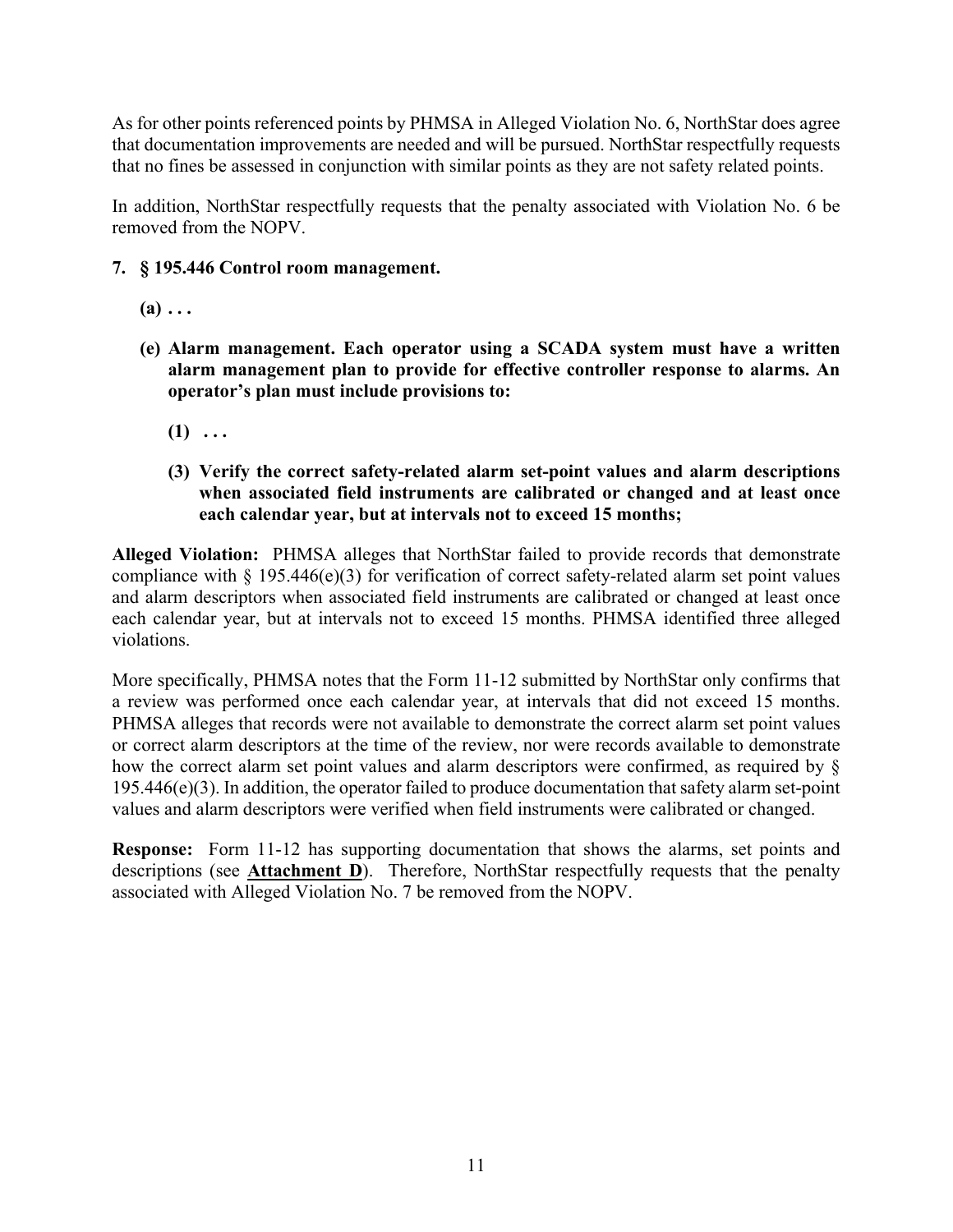As for other points referenced points by PHMSA in Alleged Violation No. 6, NorthStar does agree that documentation improvements are needed and will be pursued. NorthStar respectfully requests that no fines be assessed in conjunction with similar points as they are not safety related points.

In addition, NorthStar respectfully requests that the penalty associated with Violation No. 6 be removed from the NOPV.

**7. § 195.446 Control room management.**

**(a) . . .**

**(e) Alarm management. Each operator using a SCADA system must have a written alarm management plan to provide for effective controller response to alarms. An operator's plan must include provisions to:**

**(1) . . .**

**(3) Verify the correct safety-related alarm set-point values and alarm descriptions when associated field instruments are calibrated or changed and at least once each calendar year, but at intervals not to exceed 15 months;**

**Alleged Violation:** PHMSA alleges that NorthStar failed to provide records that demonstrate compliance with § 195.446(e)(3) for verification of correct safety-related alarm set point values and alarm descriptors when associated field instruments are calibrated or changed at least once each calendar year, but at intervals not to exceed 15 months. PHMSA identified three alleged violations.

More specifically, PHMSA notes that the Form 11-12 submitted by NorthStar only confirms that a review was performed once each calendar year, at intervals that did not exceed 15 months. PHMSA alleges that records were not available to demonstrate the correct alarm set point values or correct alarm descriptors at the time of the review, nor were records available to demonstrate how the correct alarm set point values and alarm descriptors were confirmed, as required by § 195.446(e)(3). In addition, the operator failed to produce documentation that safety alarm set-point values and alarm descriptors were verified when field instruments were calibrated or changed.

**Response:** Form 11-12 has supporting documentation that shows the alarms, set points and descriptions (see **Attachment D**). Therefore, NorthStar respectfully requests that the penalty associated with Alleged Violation No. 7 be removed from the NOPV.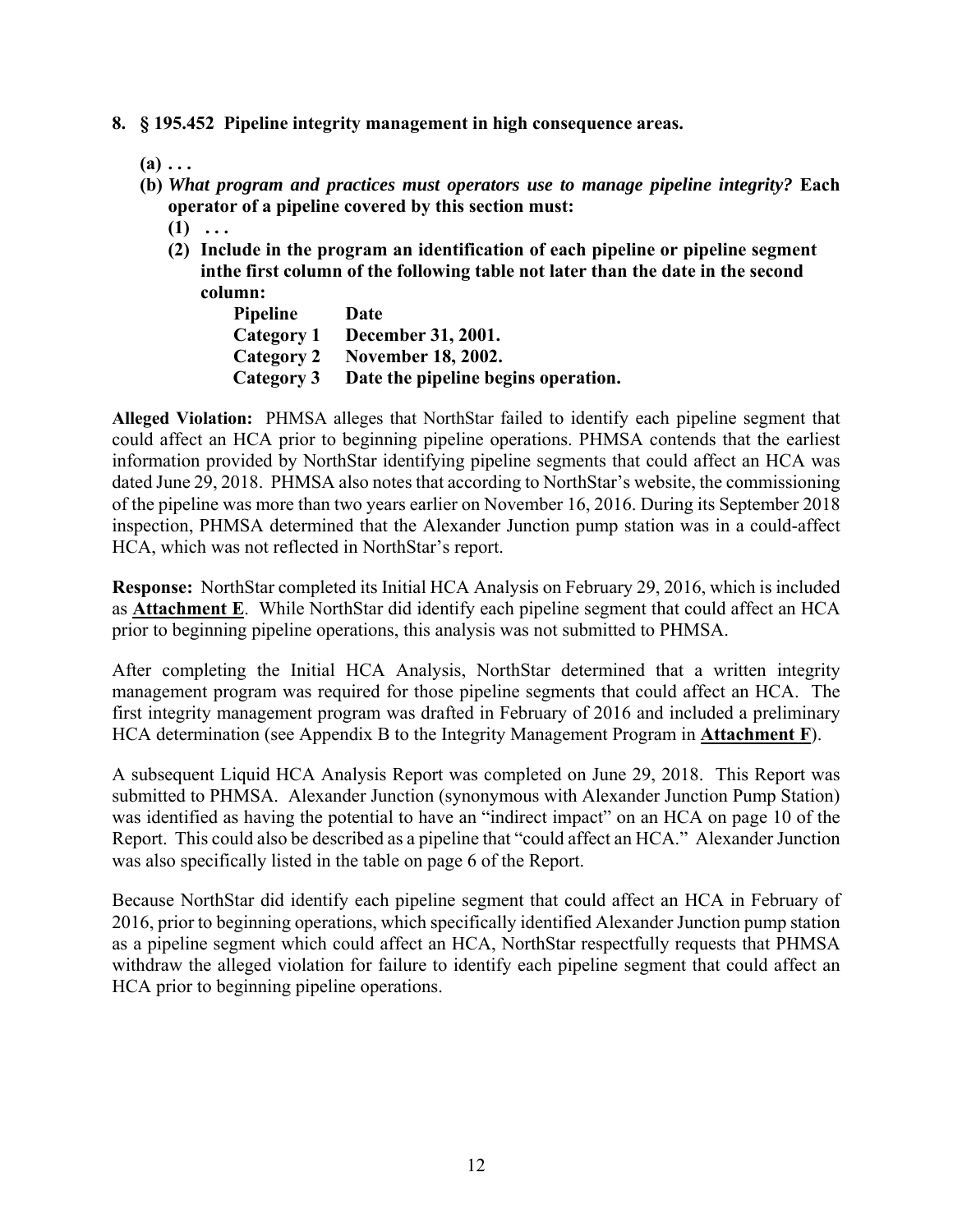**8. § 195.452 Pipeline integrity management in high consequence areas.**

**(a) . . .**

**(b)** ***What program and practices must operators use to manage pipeline integrity?*** **Each operator of a pipeline covered by this section must:**

**(1) . . .**

**(2) Include in the program an identification of each pipeline or pipeline segment inthe first column of the following table not later than the date in the second column:**

| **Pipeline** | **Date** |
|---|---|
| **Category 1** | **December 31, 2001.** |
| **Category 2** | **November 18, 2002.** |
| **Category 3** | **Date the pipeline begins operation.** |

**Alleged Violation:** PHMSA alleges that NorthStar failed to identify each pipeline segment that could affect an HCA prior to beginning pipeline operations. PHMSA contends that the earliest information provided by NorthStar identifying pipeline segments that could affect an HCA was dated June 29, 2018. PHMSA also notes that according to NorthStar's website, the commissioning of the pipeline was more than two years earlier on November 16, 2016. During its September 2018 inspection, PHMSA determined that the Alexander Junction pump station was in a could-affect HCA, which was not reflected in NorthStar's report.

**Response:** NorthStar completed its Initial HCA Analysis on February 29, 2016, which is included as **Attachment E**. While NorthStar did identify each pipeline segment that could affect an HCA prior to beginning pipeline operations, this analysis was not submitted to PHMSA.

After completing the Initial HCA Analysis, NorthStar determined that a written integrity management program was required for those pipeline segments that could affect an HCA. The first integrity management program was drafted in February of 2016 and included a preliminary HCA determination (see Appendix B to the Integrity Management Program in **Attachment F**).

A subsequent Liquid HCA Analysis Report was completed on June 29, 2018. This Report was submitted to PHMSA. Alexander Junction (synonymous with Alexander Junction Pump Station) was identified as having the potential to have an "indirect impact" on an HCA on page 10 of the Report. This could also be described as a pipeline that "could affect an HCA." Alexander Junction was also specifically listed in the table on page 6 of the Report.

Because NorthStar did identify each pipeline segment that could affect an HCA in February of 2016, prior to beginning operations, which specifically identified Alexander Junction pump station as a pipeline segment which could affect an HCA, NorthStar respectfully requests that PHMSA withdraw the alleged violation for failure to identify each pipeline segment that could affect an HCA prior to beginning pipeline operations.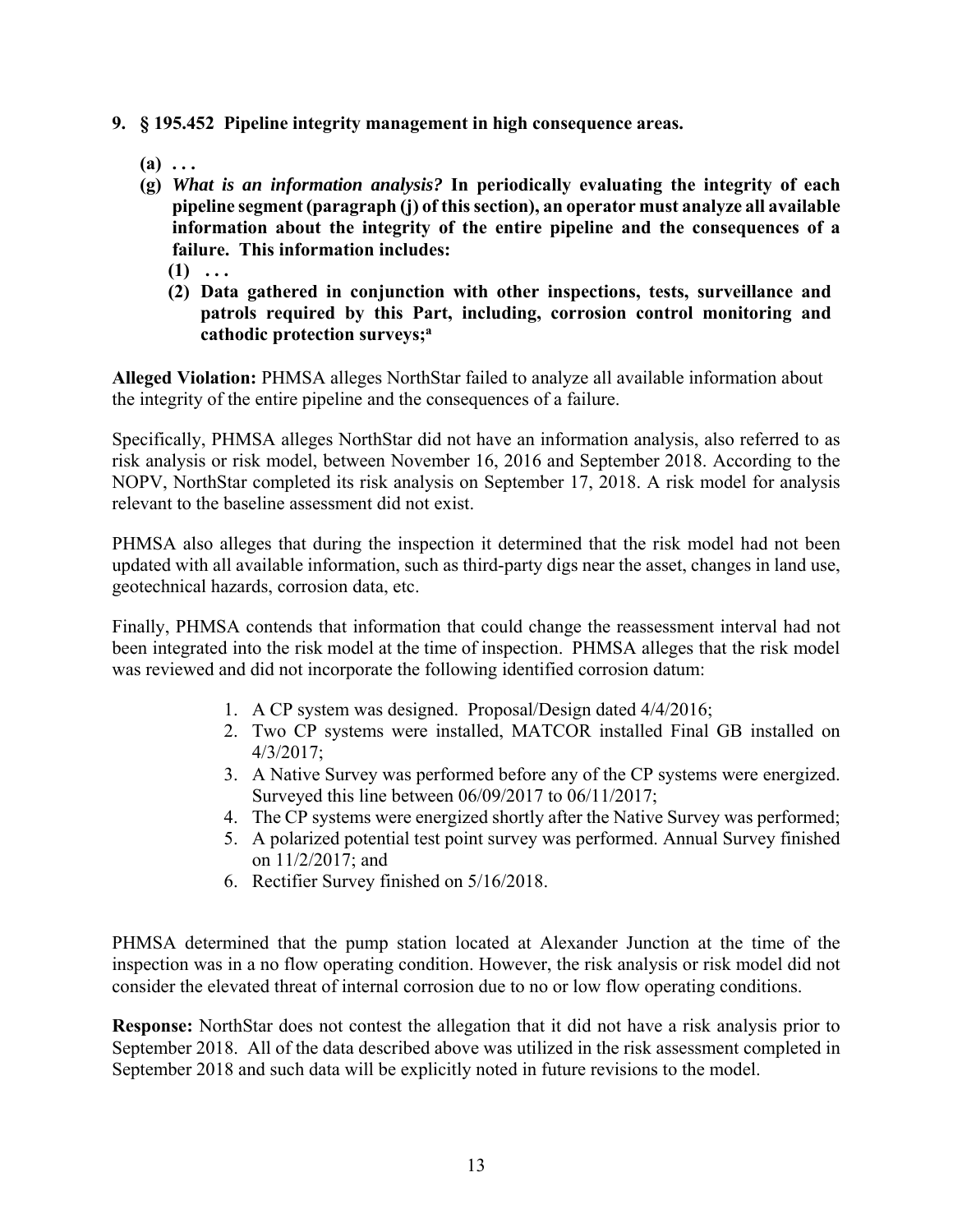**9. § 195.452 Pipeline integrity management in high consequence areas.**

**(a) . . .**

**(g) *What is an information analysis?* In periodically evaluating the integrity of each pipeline segment (paragraph (j) of this section), an operator must analyze all available information about the integrity of the entire pipeline and the consequences of a failure. This information includes:**

**(1) . . .**

**(2) Data gathered in conjunction with other inspections, tests, surveillance and patrols required by this Part, including, corrosion control monitoring and cathodic protection surveys;[a]**

**Alleged Violation:** PHMSA alleges NorthStar failed to analyze all available information about the integrity of the entire pipeline and the consequences of a failure.

Specifically, PHMSA alleges NorthStar did not have an information analysis, also referred to as risk analysis or risk model, between November 16, 2016 and September 2018. According to the NOPV, NorthStar completed its risk analysis on September 17, 2018. A risk model for analysis relevant to the baseline assessment did not exist.

PHMSA also alleges that during the inspection it determined that the risk model had not been updated with all available information, such as third-party digs near the asset, changes in land use, geotechnical hazards, corrosion data, etc.

Finally, PHMSA contends that information that could change the reassessment interval had not been integrated into the risk model at the time of inspection. PHMSA alleges that the risk model was reviewed and did not incorporate the following identified corrosion datum:

1. A CP system was designed. Proposal/Design dated 4/4/2016;
2. Two CP systems were installed, MATCOR installed Final GB installed on 4/3/2017;
3. A Native Survey was performed before any of the CP systems were energized. Surveyed this line between 06/09/2017 to 06/11/2017;
4. The CP systems were energized shortly after the Native Survey was performed;
5. A polarized potential test point survey was performed. Annual Survey finished on 11/2/2017; and
6. Rectifier Survey finished on 5/16/2018.

PHMSA determined that the pump station located at Alexander Junction at the time of the inspection was in a no flow operating condition. However, the risk analysis or risk model did not consider the elevated threat of internal corrosion due to no or low flow operating conditions.

**Response:** NorthStar does not contest the allegation that it did not have a risk analysis prior to September 2018. All of the data described above was utilized in the risk assessment completed in September 2018 and such data will be explicitly noted in future revisions to the model.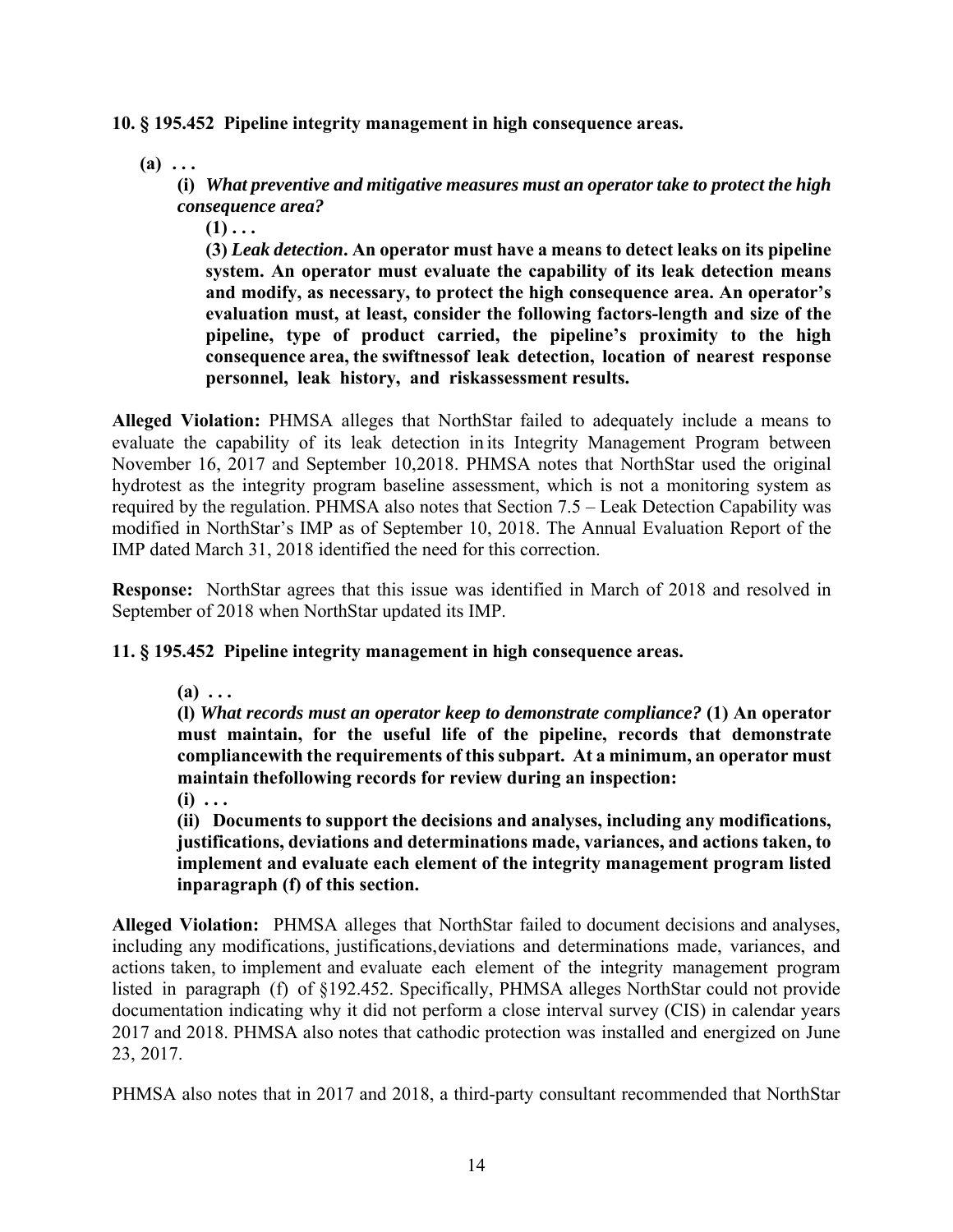**10. § 195.452 Pipeline integrity management in high consequence areas.**

**(a) . . .**

**(i)** ***What preventive and mitigative measures must an operator take to protect the high consequence area?***

**(1) . . .**

**(3)** ***Leak detection*****. An operator must have a means to detect leaks on its pipeline system. An operator must evaluate the capability of its leak detection means and modify, as necessary, to protect the high consequence area. An operator's evaluation must, at least, consider the following factors-length and size of the pipeline, type of product carried, the pipeline's proximity to the high consequence area, the swiftnessof leak detection, location of nearest response personnel, leak history, and riskassessment results.**

**Alleged Violation:** PHMSA alleges that NorthStar failed to adequately include a means to evaluate the capability of its leak detection in its Integrity Management Program between November 16, 2017 and September 10,2018. PHMSA notes that NorthStar used the original hydrotest as the integrity program baseline assessment, which is not a monitoring system as required by the regulation. PHMSA also notes that Section 7.5 – Leak Detection Capability was modified in NorthStar's IMP as of September 10, 2018. The Annual Evaluation Report of the IMP dated March 31, 2018 identified the need for this correction.

**Response:** NorthStar agrees that this issue was identified in March of 2018 and resolved in September of 2018 when NorthStar updated its IMP.

**11. § 195.452 Pipeline integrity management in high consequence areas.**

**(a) . . .**

**(l)** ***What records must an operator keep to demonstrate compliance?*** **(1) An operator must maintain, for the useful life of the pipeline, records that demonstrate compliancewith the requirements of this subpart. At a minimum, an operator must maintain thefollowing records for review during an inspection:**

**(i) . . .**

**(ii) Documents to support the decisions and analyses, including any modifications, justifications, deviations and determinations made, variances, and actions taken, to implement and evaluate each element of the integrity management program listed inparagraph (f) of this section.**

**Alleged Violation:** PHMSA alleges that NorthStar failed to document decisions and analyses, including any modifications, justifications,deviations and determinations made, variances, and actions taken, to implement and evaluate each element of the integrity management program listed in paragraph (f) of §192.452. Specifically, PHMSA alleges NorthStar could not provide documentation indicating why it did not perform a close interval survey (CIS) in calendar years 2017 and 2018. PHMSA also notes that cathodic protection was installed and energized on June 23, 2017.

PHMSA also notes that in 2017 and 2018, a third-party consultant recommended that NorthStar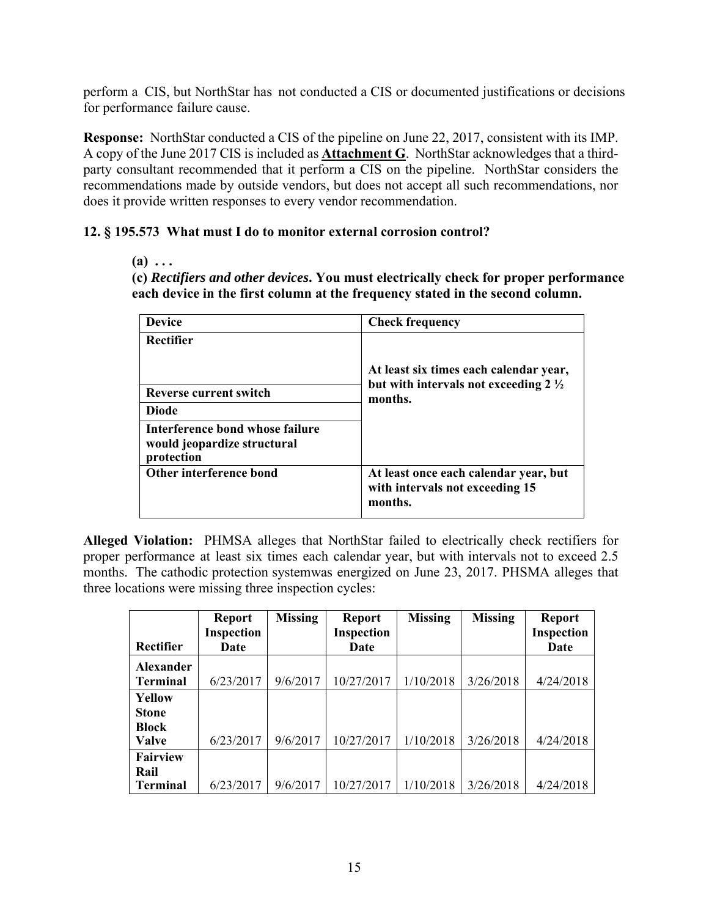perform a CIS, but NorthStar has not conducted a CIS or documented justifications or decisions for performance failure cause.

**Response:** NorthStar conducted a CIS of the pipeline on June 22, 2017, consistent with its IMP. A copy of the June 2017 CIS is included as **Attachment G**. NorthStar acknowledges that a third-party consultant recommended that it perform a CIS on the pipeline. NorthStar considers the recommendations made by outside vendors, but does not accept all such recommendations, nor does it provide written responses to every vendor recommendation.

**12. § 195.573 What must I do to monitor external corrosion control?**

**(a) . . .**

**(c) *Rectifiers and other devices*. You must electrically check for proper performance each device in the first column at the frequency stated in the second column.**

| Device | Check frequency |
|---|---|
| **Rectifier** | **At least six times each calendar year, but with intervals not exceeding 2 ½ months.** |
| **Reverse current switch** | |
| **Diode** | |
| **Interference bond whose failure would jeopardize structural protection** | |
| **Other interference bond** | **At least once each calendar year, but with intervals not exceeding 15 months.** |

**Alleged Violation:** PHMSA alleges that NorthStar failed to electrically check rectifiers for proper performance at least six times each calendar year, but with intervals not to exceed 2.5 months. The cathodic protection systemwas energized on June 23, 2017. PHSMA alleges that three locations were missing three inspection cycles:

| Rectifier | Report Inspection Date | Missing | Report Inspection Date | Missing | Missing | Report Inspection Date |
|---|---|---|---|---|---|---|
| **Alexander Terminal** | 6/23/2017 | 9/6/2017 | 10/27/2017 | 1/10/2018 | 3/26/2018 | 4/24/2018 |
| **Yellow Stone Block Valve** | 6/23/2017 | 9/6/2017 | 10/27/2017 | 1/10/2018 | 3/26/2018 | 4/24/2018 |
| **Fairview Rail Terminal** | 6/23/2017 | 9/6/2017 | 10/27/2017 | 1/10/2018 | 3/26/2018 | 4/24/2018 |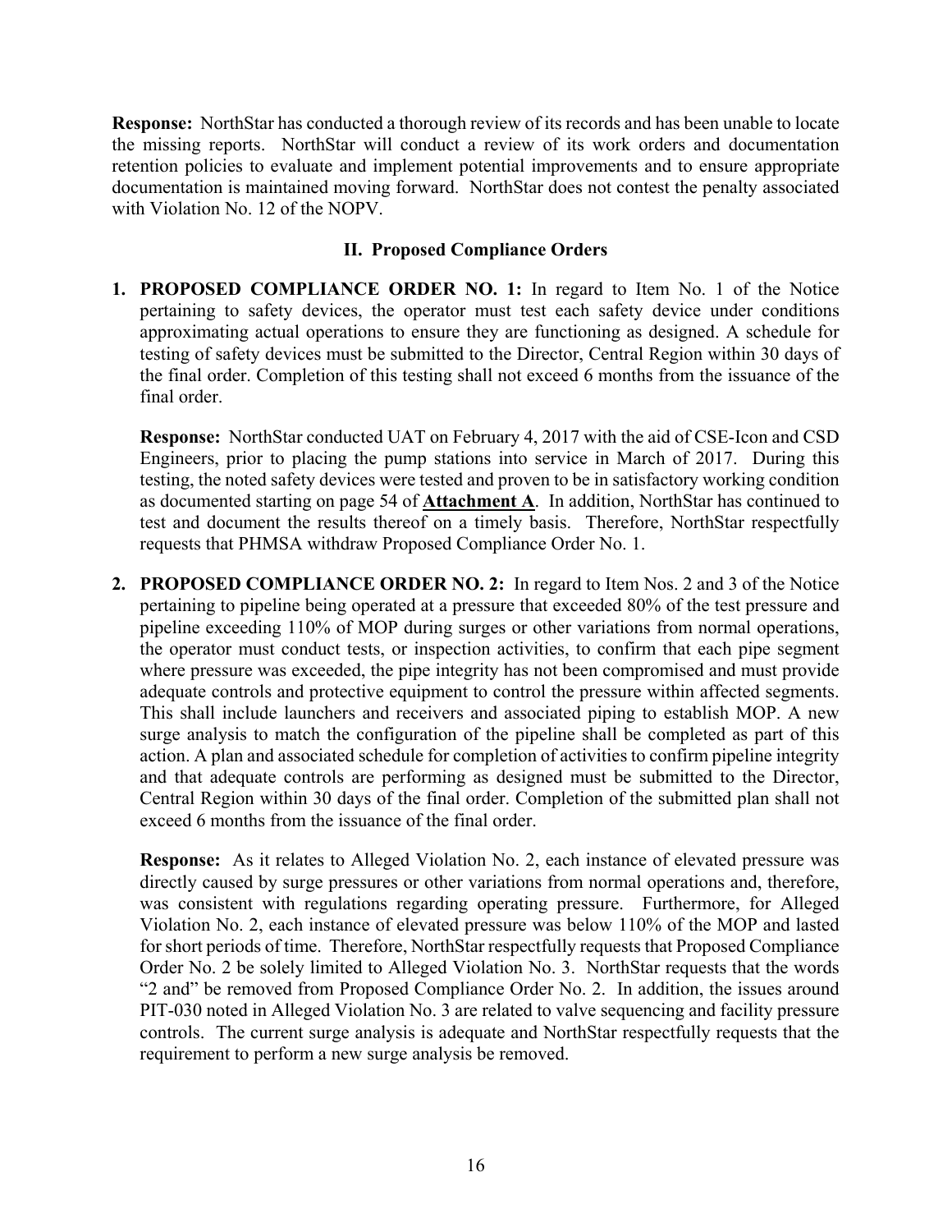**Response:** NorthStar has conducted a thorough review of its records and has been unable to locate the missing reports. NorthStar will conduct a review of its work orders and documentation retention policies to evaluate and implement potential improvements and to ensure appropriate documentation is maintained moving forward. NorthStar does not contest the penalty associated with Violation No. 12 of the NOPV.

## II. Proposed Compliance Orders

1. **PROPOSED COMPLIANCE ORDER NO. 1:** In regard to Item No. 1 of the Notice pertaining to safety devices, the operator must test each safety device under conditions approximating actual operations to ensure they are functioning as designed. A schedule for testing of safety devices must be submitted to the Director, Central Region within 30 days of the final order. Completion of this testing shall not exceed 6 months from the issuance of the final order.

   **Response:** NorthStar conducted UAT on February 4, 2017 with the aid of CSE-Icon and CSD Engineers, prior to placing the pump stations into service in March of 2017. During this testing, the noted safety devices were tested and proven to be in satisfactory working condition as documented starting on page 54 of **Attachment A**. In addition, NorthStar has continued to test and document the results thereof on a timely basis. Therefore, NorthStar respectfully requests that PHMSA withdraw Proposed Compliance Order No. 1.

2. **PROPOSED COMPLIANCE ORDER NO. 2:** In regard to Item Nos. 2 and 3 of the Notice pertaining to pipeline being operated at a pressure that exceeded 80% of the test pressure and pipeline exceeding 110% of MOP during surges or other variations from normal operations, the operator must conduct tests, or inspection activities, to confirm that each pipe segment where pressure was exceeded, the pipe integrity has not been compromised and must provide adequate controls and protective equipment to control the pressure within affected segments. This shall include launchers and receivers and associated piping to establish MOP. A new surge analysis to match the configuration of the pipeline shall be completed as part of this action. A plan and associated schedule for completion of activities to confirm pipeline integrity and that adequate controls are performing as designed must be submitted to the Director, Central Region within 30 days of the final order. Completion of the submitted plan shall not exceed 6 months from the issuance of the final order.

   **Response:** As it relates to Alleged Violation No. 2, each instance of elevated pressure was directly caused by surge pressures or other variations from normal operations and, therefore, was consistent with regulations regarding operating pressure. Furthermore, for Alleged Violation No. 2, each instance of elevated pressure was below 110% of the MOP and lasted for short periods of time. Therefore, NorthStar respectfully requests that Proposed Compliance Order No. 2 be solely limited to Alleged Violation No. 3. NorthStar requests that the words "2 and" be removed from Proposed Compliance Order No. 2. In addition, the issues around PIT-030 noted in Alleged Violation No. 3 are related to valve sequencing and facility pressure controls. The current surge analysis is adequate and NorthStar respectfully requests that the requirement to perform a new surge analysis be removed.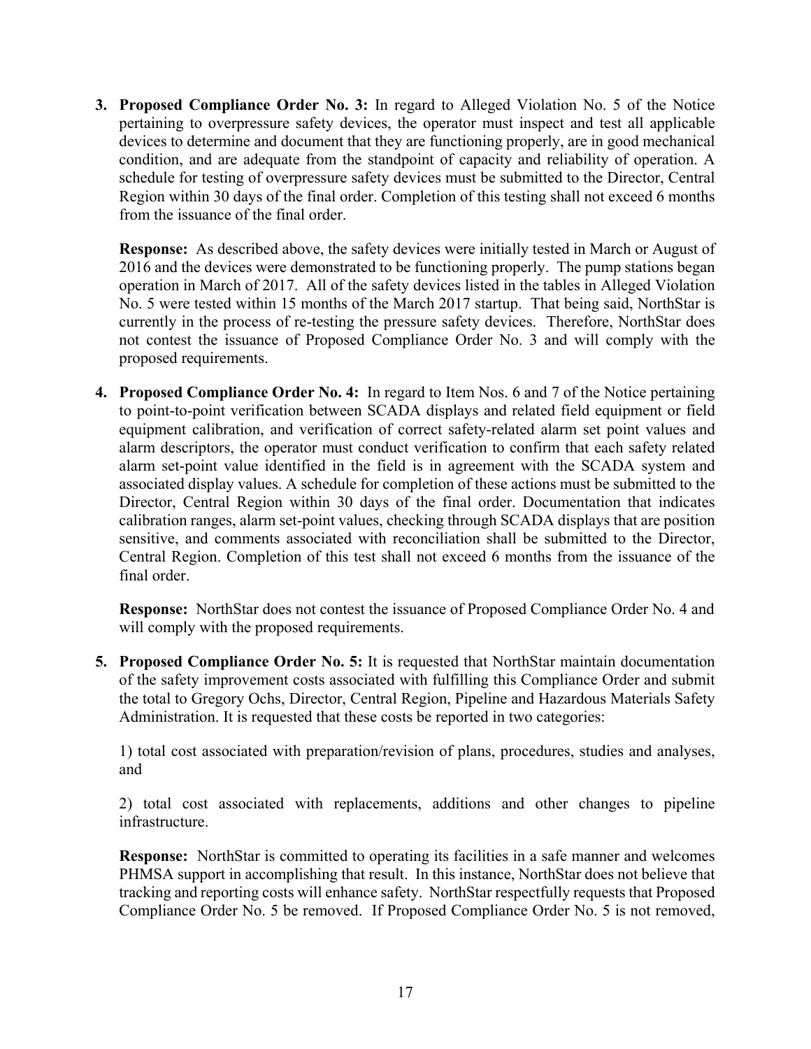3. **Proposed Compliance Order No. 3:** In regard to Alleged Violation No. 5 of the Notice pertaining to overpressure safety devices, the operator must inspect and test all applicable devices to determine and document that they are functioning properly, are in good mechanical condition, and are adequate from the standpoint of capacity and reliability of operation. A schedule for testing of overpressure safety devices must be submitted to the Director, Central Region within 30 days of the final order. Completion of this testing shall not exceed 6 months from the issuance of the final order.

   **Response:** As described above, the safety devices were initially tested in March or August of 2016 and the devices were demonstrated to be functioning properly. The pump stations began operation in March of 2017. All of the safety devices listed in the tables in Alleged Violation No. 5 were tested within 15 months of the March 2017 startup. That being said, NorthStar is currently in the process of re-testing the pressure safety devices. Therefore, NorthStar does not contest the issuance of Proposed Compliance Order No. 3 and will comply with the proposed requirements.

4. **Proposed Compliance Order No. 4:** In regard to Item Nos. 6 and 7 of the Notice pertaining to point-to-point verification between SCADA displays and related field equipment or field equipment calibration, and verification of correct safety-related alarm set point values and alarm descriptors, the operator must conduct verification to confirm that each safety related alarm set-point value identified in the field is in agreement with the SCADA system and associated display values. A schedule for completion of these actions must be submitted to the Director, Central Region within 30 days of the final order. Documentation that indicates calibration ranges, alarm set-point values, checking through SCADA displays that are position sensitive, and comments associated with reconciliation shall be submitted to the Director, Central Region. Completion of this test shall not exceed 6 months from the issuance of the final order.

   **Response:** NorthStar does not contest the issuance of Proposed Compliance Order No. 4 and will comply with the proposed requirements.

5. **Proposed Compliance Order No. 5:** It is requested that NorthStar maintain documentation of the safety improvement costs associated with fulfilling this Compliance Order and submit the total to Gregory Ochs, Director, Central Region, Pipeline and Hazardous Materials Safety Administration. It is requested that these costs be reported in two categories:

   1) total cost associated with preparation/revision of plans, procedures, studies and analyses, and

   2) total cost associated with replacements, additions and other changes to pipeline infrastructure.

   **Response:** NorthStar is committed to operating its facilities in a safe manner and welcomes PHMSA support in accomplishing that result. In this instance, NorthStar does not believe that tracking and reporting costs will enhance safety. NorthStar respectfully requests that Proposed Compliance Order No. 5 be removed. If Proposed Compliance Order No. 5 is not removed,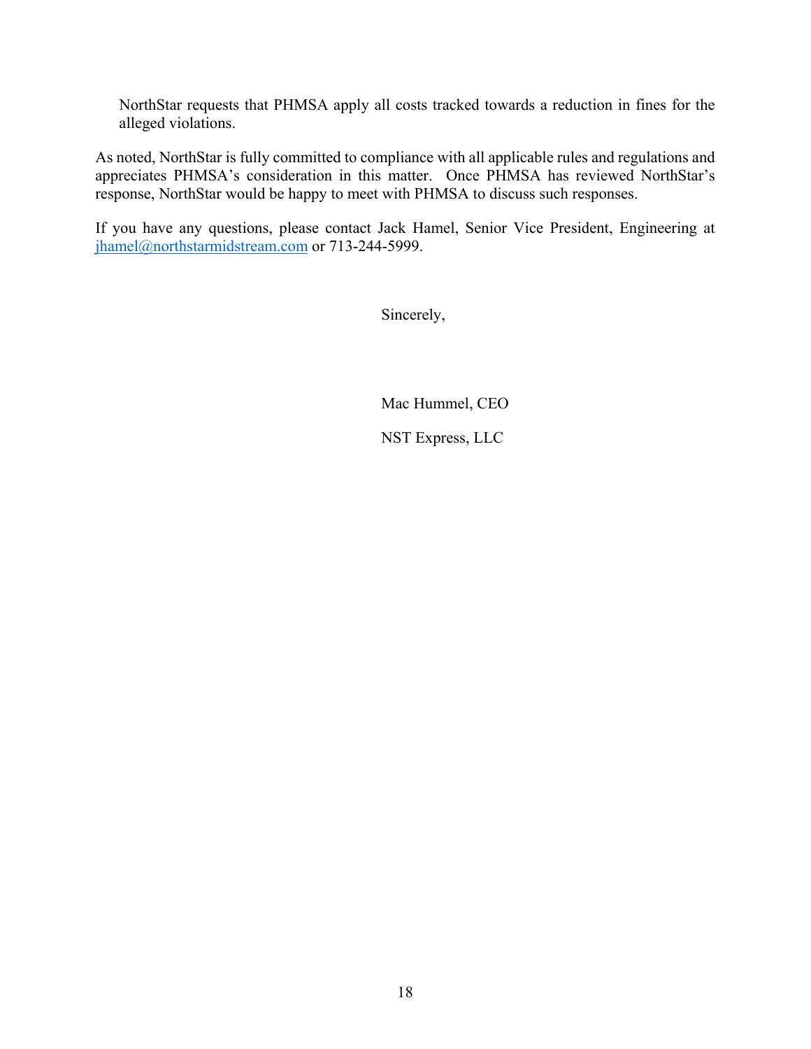NorthStar requests that PHMSA apply all costs tracked towards a reduction in fines for the alleged violations.

As noted, NorthStar is fully committed to compliance with all applicable rules and regulations and appreciates PHMSA's consideration in this matter. Once PHMSA has reviewed NorthStar's response, NorthStar would be happy to meet with PHMSA to discuss such responses.

If you have any questions, please contact Jack Hamel, Senior Vice President, Engineering at jhamel@northstarmidstream.com or 713-244-5999.

Sincerely,

Mac Hummel, CEO

NST Express, LLC